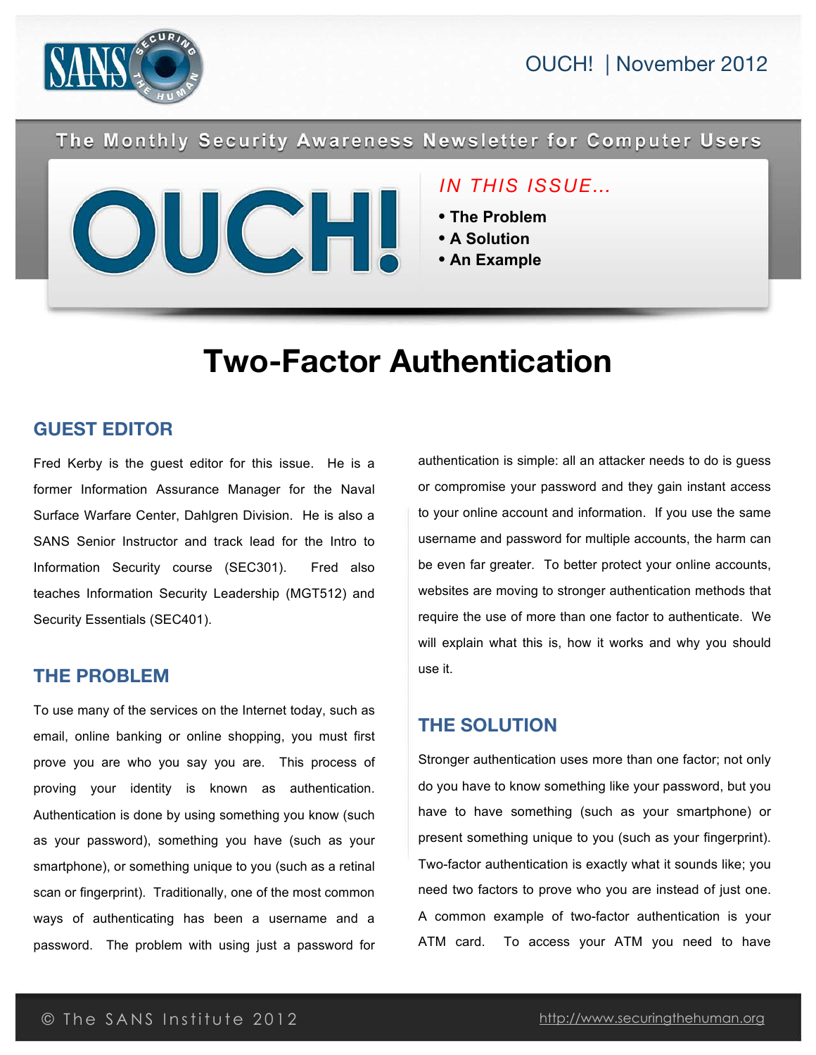OUCH! | November 2012

The Monthly Security Awareness Newsletter for Computer Users

# OUCH!

*IN THIS ISSUE…*

- The Problem
- A Solution
- An Example

# Two-Factor Authentication

## GUEST EDITOR

Fred Kerby is the guest editor for this issue. He is a former Information Assurance Manager for the Naval Surface Warfare Center, Dahlgren Division. He is also a SANS Senior Instructor and track lead for the Intro to Information Security course (SEC301). Fred also teaches Information Security Leadership (MGT512) and Security Essentials (SEC401).

## THE PROBLEM

To use many of the services on the Internet today, such as email, online banking or online shopping, you must first prove you are who you say you are. This process of proving your identity is known as authentication. Authentication is done by using something you know (such as your password), something you have (such as your smartphone), or something unique to you (such as a retinal scan or fingerprint). Traditionally, one of the most common ways of authenticating has been a username and a password. The problem with using just a password for authentication is simple: all an attacker needs to do is guess or compromise your password and they gain instant access to your online account and information. If you use the same username and password for multiple accounts, the harm can be even far greater. To better protect your online accounts, websites are moving to stronger authentication methods that require the use of more than one factor to authenticate. We will explain what this is, how it works and why you should use it.

## THE SOLUTION

Stronger authentication uses more than one factor; not only do you have to know something like your password, but you have to have something (such as your smartphone) or present something unique to you (such as your fingerprint). Two-factor authentication is exactly what it sounds like; you need two factors to prove who you are instead of just one. A common example of two-factor authentication is your ATM card. To access your ATM you need to have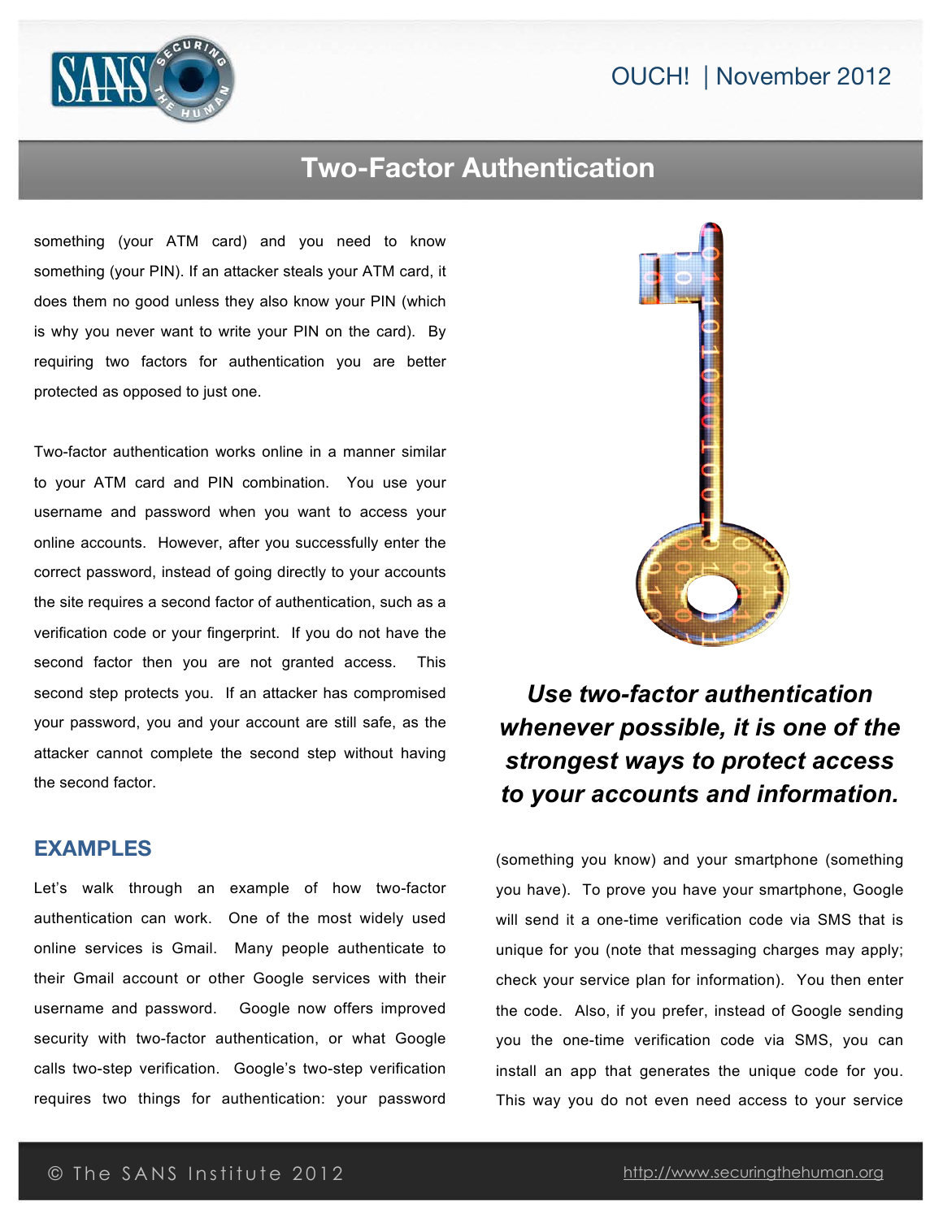# Two-Factor Authentication

something (your ATM card) and you need to know something (your PIN). If an attacker steals your ATM card, it does them no good unless they also know your PIN (which is why you never want to write your PIN on the card). By requiring two factors for authentication you are better protected as opposed to just one.

Two-factor authentication works online in a manner similar to your ATM card and PIN combination. You use your username and password when you want to access your online accounts. However, after you successfully enter the correct password, instead of going directly to your accounts the site requires a second factor of authentication, such as a verification code or your fingerprint. If you do not have the second factor then you are not granted access. This second step protects you. If an attacker has compromised your password, you and your account are still safe, as the attacker cannot complete the second step without having the second factor.

***Use two-factor authentication whenever possible, it is one of the strongest ways to protect access to your accounts and information.***

## EXAMPLES

Let's walk through an example of how two-factor authentication can work. One of the most widely used online services is Gmail. Many people authenticate to their Gmail account or other Google services with their username and password. Google now offers improved security with two-factor authentication, or what Google calls two-step verification. Google's two-step verification requires two things for authentication: your password (something you know) and your smartphone (something you have). To prove you have your smartphone, Google will send it a one-time verification code via SMS that is unique for you (note that messaging charges may apply; check your service plan for information). You then enter the code. Also, if you prefer, instead of Google sending you the one-time verification code via SMS, you can install an app that generates the unique code for you. This way you do not even need access to your service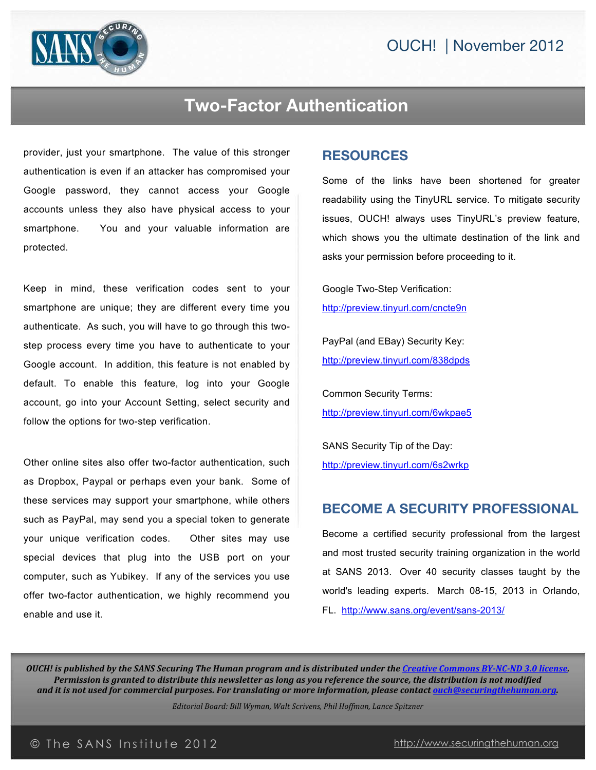provider, just your smartphone. The value of this stronger authentication is even if an attacker has compromised your Google password, they cannot access your Google accounts unless they also have physical access to your smartphone. You and your valuable information are protected.

Keep in mind, these verification codes sent to your smartphone are unique; they are different every time you authenticate. As such, you will have to go through this two-step process every time you have to authenticate to your Google account. In addition, this feature is not enabled by default. To enable this feature, log into your Google account, go into your Account Setting, select security and follow the options for two-step verification.

Other online sites also offer two-factor authentication, such as Dropbox, Paypal or perhaps even your bank. Some of these services may support your smartphone, while others such as PayPal, may send you a special token to generate your unique verification codes. Other sites may use special devices that plug into the USB port on your computer, such as Yubikey. If any of the services you use offer two-factor authentication, we highly recommend you enable and use it.

## RESOURCES

Some of the links have been shortened for greater readability using the TinyURL service. To mitigate security issues, OUCH! always uses TinyURL's preview feature, which shows you the ultimate destination of the link and asks your permission before proceeding to it.

Google Two-Step Verification:
http://preview.tinyurl.com/cncte9n

PayPal (and EBay) Security Key:
http://preview.tinyurl.com/838dpds

Common Security Terms:
http://preview.tinyurl.com/6wkpae5

SANS Security Tip of the Day:
http://preview.tinyurl.com/6s2wrkp

## BECOME A SECURITY PROFESSIONAL

Become a certified security professional from the largest and most trusted security training organization in the world at SANS 2013. Over 40 security classes taught by the world's leading experts. March 08-15, 2013 in Orlando, FL. http://www.sans.org/event/sans-2013/

***OUCH! is published by the SANS Securing The Human program and is distributed under the Creative Commons BY-NC-ND 3.0 license. Permission is granted to distribute this newsletter as long as you reference the source, the distribution is not modified and it is not used for commercial purposes. For translating or more information, please contact ouch@securingthehuman.org.***

*Editorial Board: Bill Wyman, Walt Scrivens, Phil Hoffman, Lance Spitzner*

© The SANS Institute 2012 http://www.securingthehuman.org